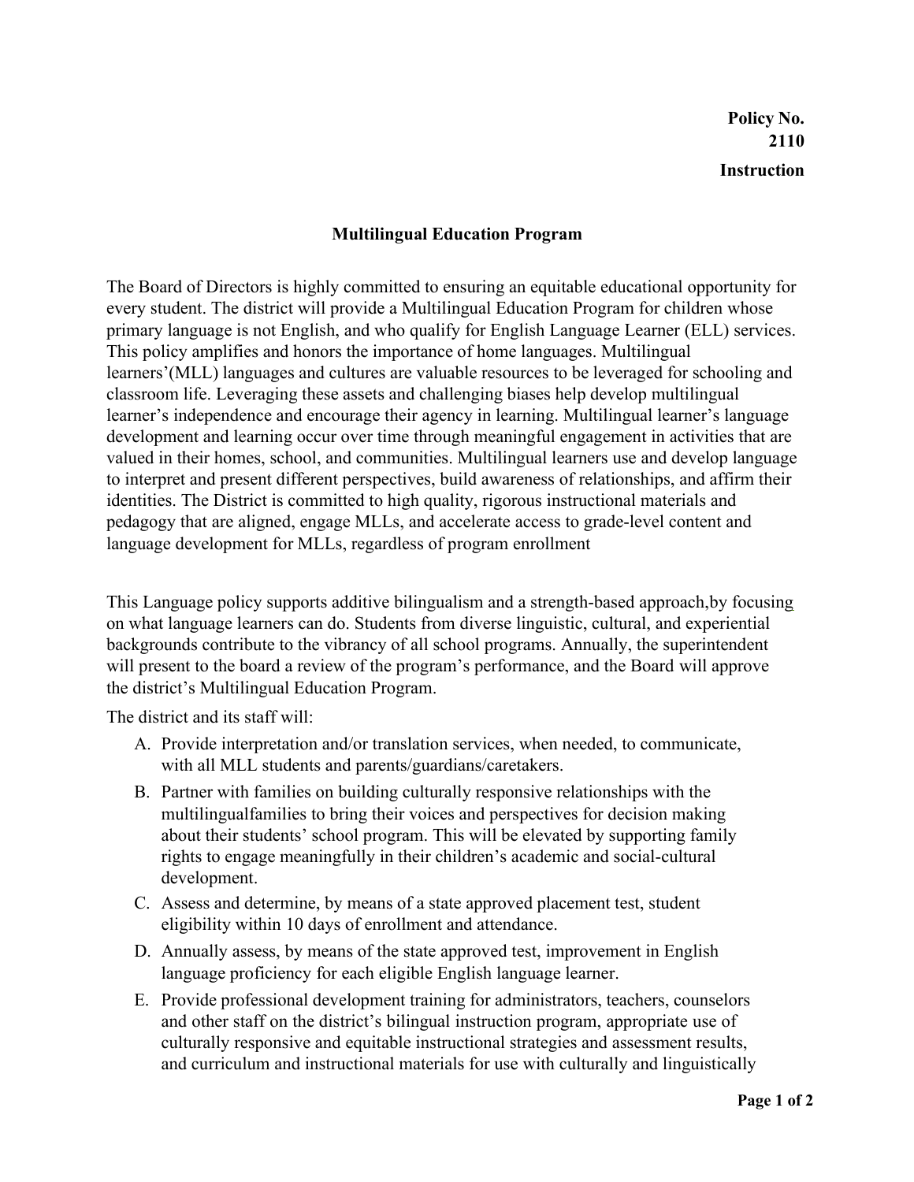**Policy No. 2110**

**Instruction**

# Multilingual Education Program

The Board of Directors is highly committed to ensuring an equitable educational opportunity for every student. The district will provide a Multilingual Education Program for children whose primary language is not English, and who qualify for English Language Learner (ELL) services. This policy amplifies and honors the importance of home languages. Multilingual learners'(MLL) languages and cultures are valuable resources to be leveraged for schooling and classroom life. Leveraging these assets and challenging biases help develop multilingual learner's independence and encourage their agency in learning. Multilingual learner's language development and learning occur over time through meaningful engagement in activities that are valued in their homes, school, and communities. Multilingual learners use and develop language to interpret and present different perspectives, build awareness of relationships, and affirm their identities. The District is committed to high quality, rigorous instructional materials and pedagogy that are aligned, engage MLLs, and accelerate access to grade-level content and language development for MLLs, regardless of program enrollment

This Language policy supports additive bilingualism and a strength-based approach,by focusing on what language learners can do. Students from diverse linguistic, cultural, and experiential backgrounds contribute to the vibrancy of all school programs. Annually, the superintendent will present to the board a review of the program's performance, and the Board will approve the district's Multilingual Education Program.

The district and its staff will:

A. Provide interpretation and/or translation services, when needed, to communicate, with all MLL students and parents/guardians/caretakers.
B. Partner with families on building culturally responsive relationships with the multilingualfamilies to bring their voices and perspectives for decision making about their students' school program. This will be elevated by supporting family rights to engage meaningfully in their children's academic and social-cultural development.
C. Assess and determine, by means of a state approved placement test, student eligibility within 10 days of enrollment and attendance.
D. Annually assess, by means of the state approved test, improvement in English language proficiency for each eligible English language learner.
E. Provide professional development training for administrators, teachers, counselors and other staff on the district's bilingual instruction program, appropriate use of culturally responsive and equitable instructional strategies and assessment results, and curriculum and instructional materials for use with culturally and linguistically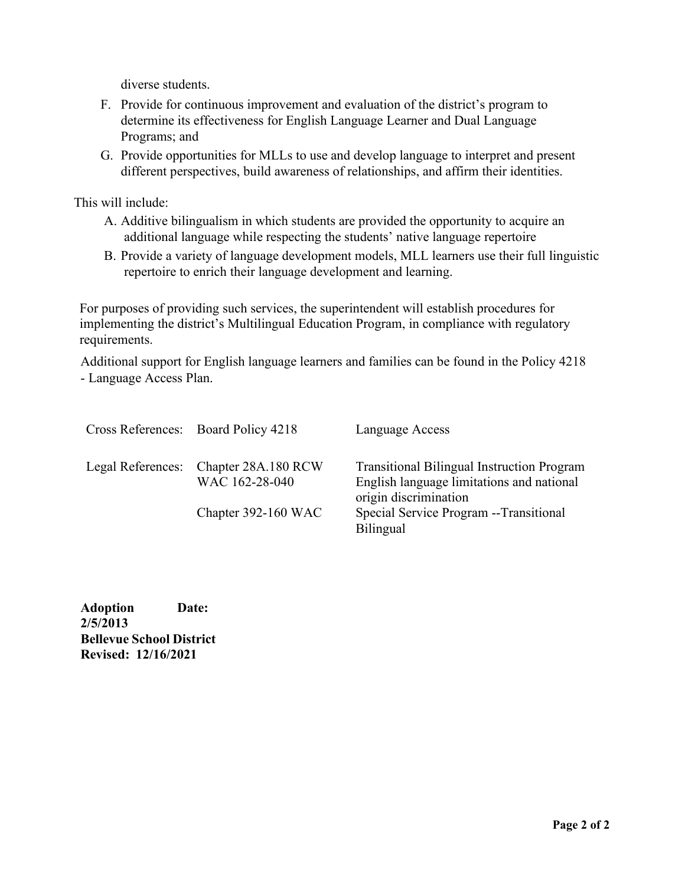diverse students.

F. Provide for continuous improvement and evaluation of the district's program to determine its effectiveness for English Language Learner and Dual Language Programs; and
G. Provide opportunities for MLLs to use and develop language to interpret and present different perspectives, build awareness of relationships, and affirm their identities.

This will include:

A. Additive bilingualism in which students are provided the opportunity to acquire an additional language while respecting the students' native language repertoire
B. Provide a variety of language development models, MLL learners use their full linguistic repertoire to enrich their language development and learning.

For purposes of providing such services, the superintendent will establish procedures for implementing the district's Multilingual Education Program, in compliance with regulatory requirements.

Additional support for English language learners and families can be found in the Policy 4218 - Language Access Plan.

| | | |
|---|---|---|
| Cross References: | Board Policy 4218 | Language Access |
| Legal References: | Chapter 28A.180 RCW | Transitional Bilingual Instruction Program |
| | WAC 162-28-040 | English language limitations and national origin discrimination |
| | Chapter 392-160 WAC | Special Service Program --Transitional Bilingual |

**Adoption Date: 2/5/2013**
**Bellevue School District**
**Revised: 12/16/2021**